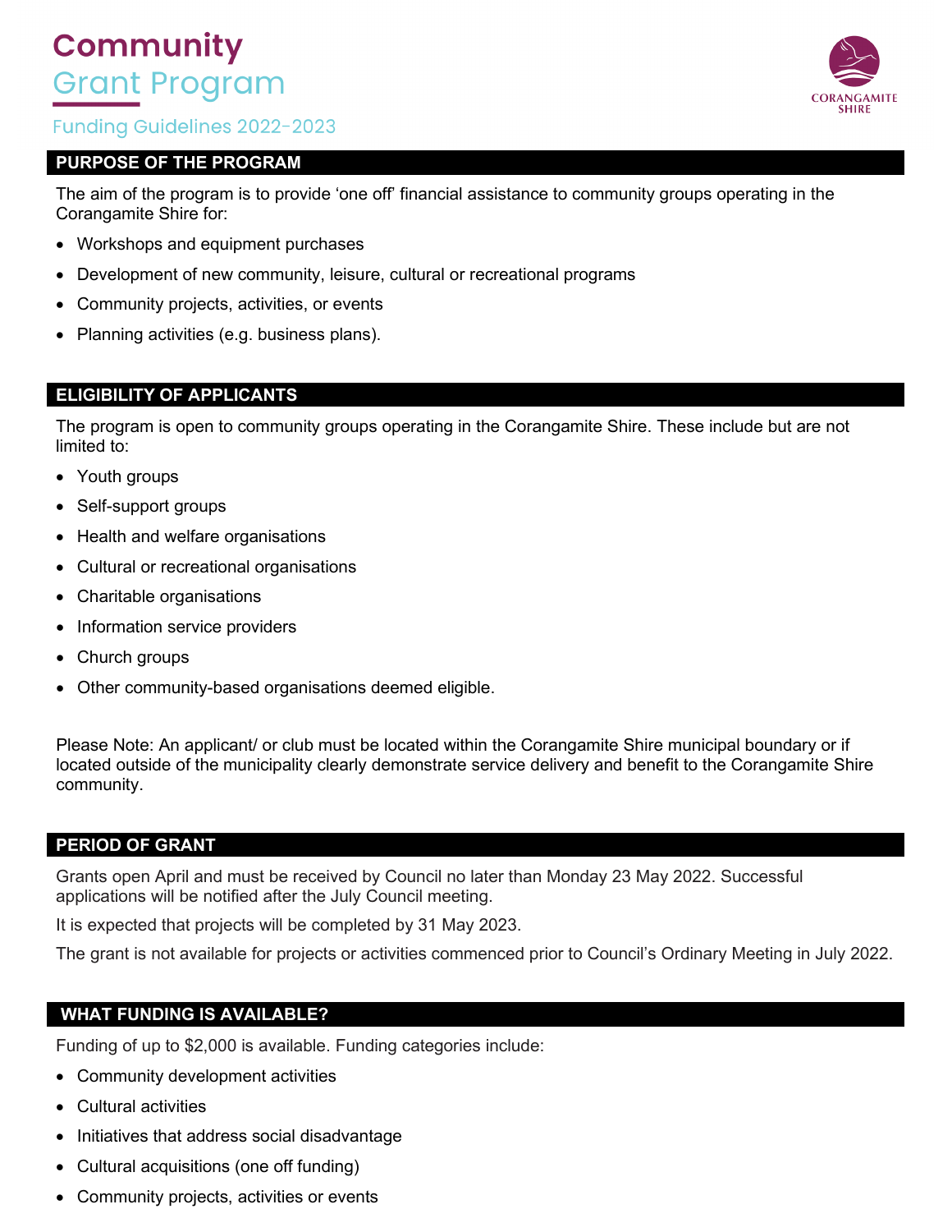# Community Grant Program

Funding Guidelines 2022-2023

CORANGAMITE SHIRE

## PURPOSE OF THE PROGRAM

The aim of the program is to provide 'one off' financial assistance to community groups operating in the Corangamite Shire for:

- Workshops and equipment purchases
- Development of new community, leisure, cultural or recreational programs
- Community projects, activities, or events
- Planning activities (e.g. business plans).

## ELIGIBILITY OF APPLICANTS

The program is open to community groups operating in the Corangamite Shire. These include but are not limited to:

- Youth groups
- Self-support groups
- Health and welfare organisations
- Cultural or recreational organisations
- Charitable organisations
- Information service providers
- Church groups
- Other community-based organisations deemed eligible.

Please Note: An applicant/ or club must be located within the Corangamite Shire municipal boundary or if located outside of the municipality clearly demonstrate service delivery and benefit to the Corangamite Shire community.

## PERIOD OF GRANT

Grants open April and must be received by Council no later than Monday 23 May 2022. Successful applications will be notified after the July Council meeting.

It is expected that projects will be completed by 31 May 2023.

The grant is not available for projects or activities commenced prior to Council's Ordinary Meeting in July 2022.

## WHAT FUNDING IS AVAILABLE?

Funding of up to $2,000 is available. Funding categories include:

- Community development activities
- Cultural activities
- Initiatives that address social disadvantage
- Cultural acquisitions (one off funding)
- Community projects, activities or events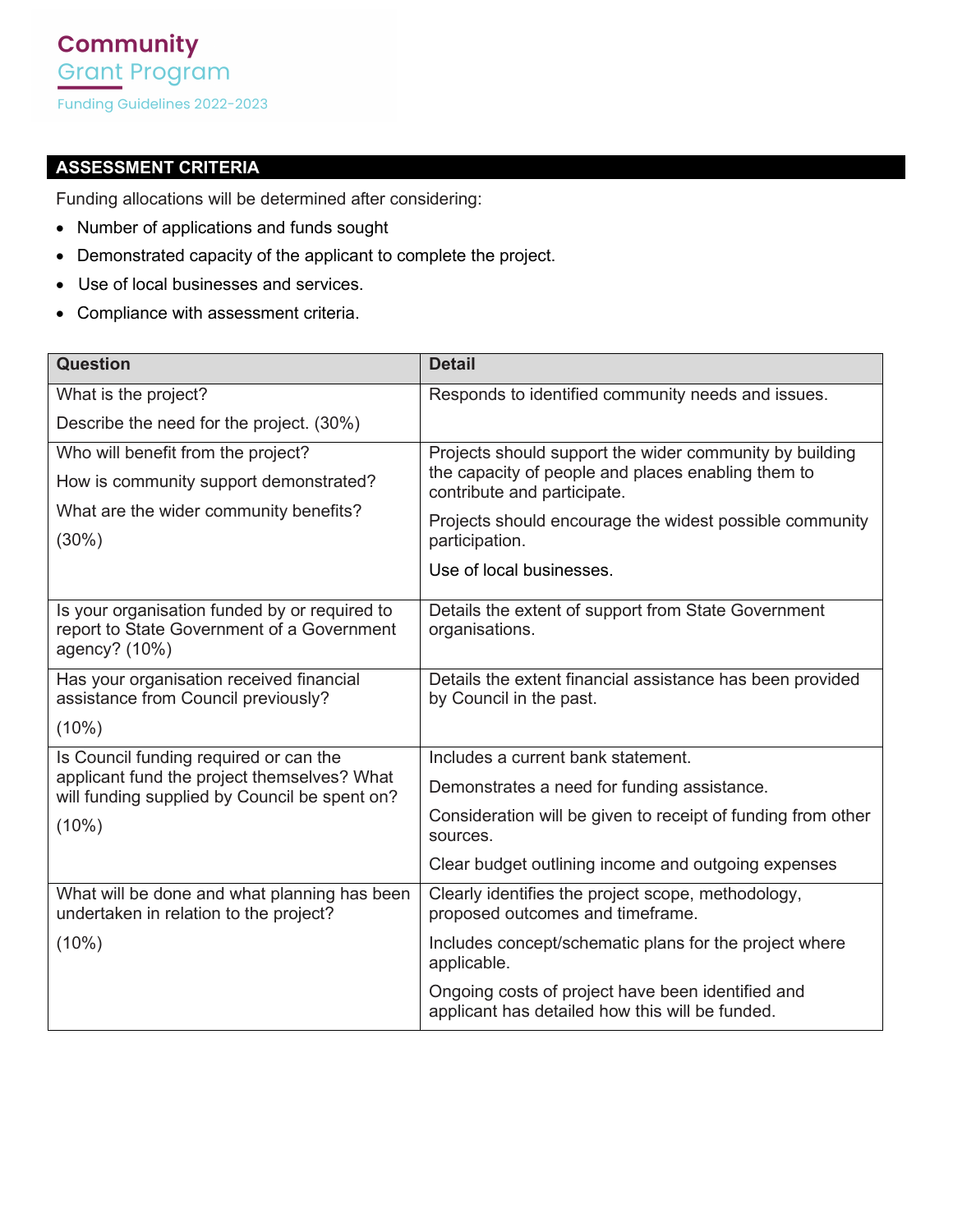## ASSESSMENT CRITERIA

Funding allocations will be determined after considering:

- Number of applications and funds sought
- Demonstrated capacity of the applicant to complete the project.
- Use of local businesses and services.
- Compliance with assessment criteria.

| Question | Detail |
| --- | --- |
| What is the project?<br><br>Describe the need for the project. (30%) | Responds to identified community needs and issues. |
| Who will benefit from the project?<br><br>How is community support demonstrated?<br><br>What are the wider community benefits?<br><br>(30%) | Projects should support the wider community by building the capacity of people and places enabling them to contribute and participate.<br><br>Projects should encourage the widest possible community participation.<br><br>Use of local businesses. |
| Is your organisation funded by or required to report to State Government of a Government agency? (10%) | Details the extent of support from State Government organisations. |
| Has your organisation received financial assistance from Council previously?<br><br>(10%) | Details the extent financial assistance has been provided by Council in the past. |
| Is Council funding required or can the applicant fund the project themselves? What will funding supplied by Council be spent on?<br><br>(10%) | Includes a current bank statement.<br><br>Demonstrates a need for funding assistance.<br><br>Consideration will be given to receipt of funding from other sources.<br><br>Clear budget outlining income and outgoing expenses |
| What will be done and what planning has been undertaken in relation to the project?<br><br>(10%) | Clearly identifies the project scope, methodology, proposed outcomes and timeframe.<br><br>Includes concept/schematic plans for the project where applicable.<br><br>Ongoing costs of project have been identified and applicant has detailed how this will be funded. |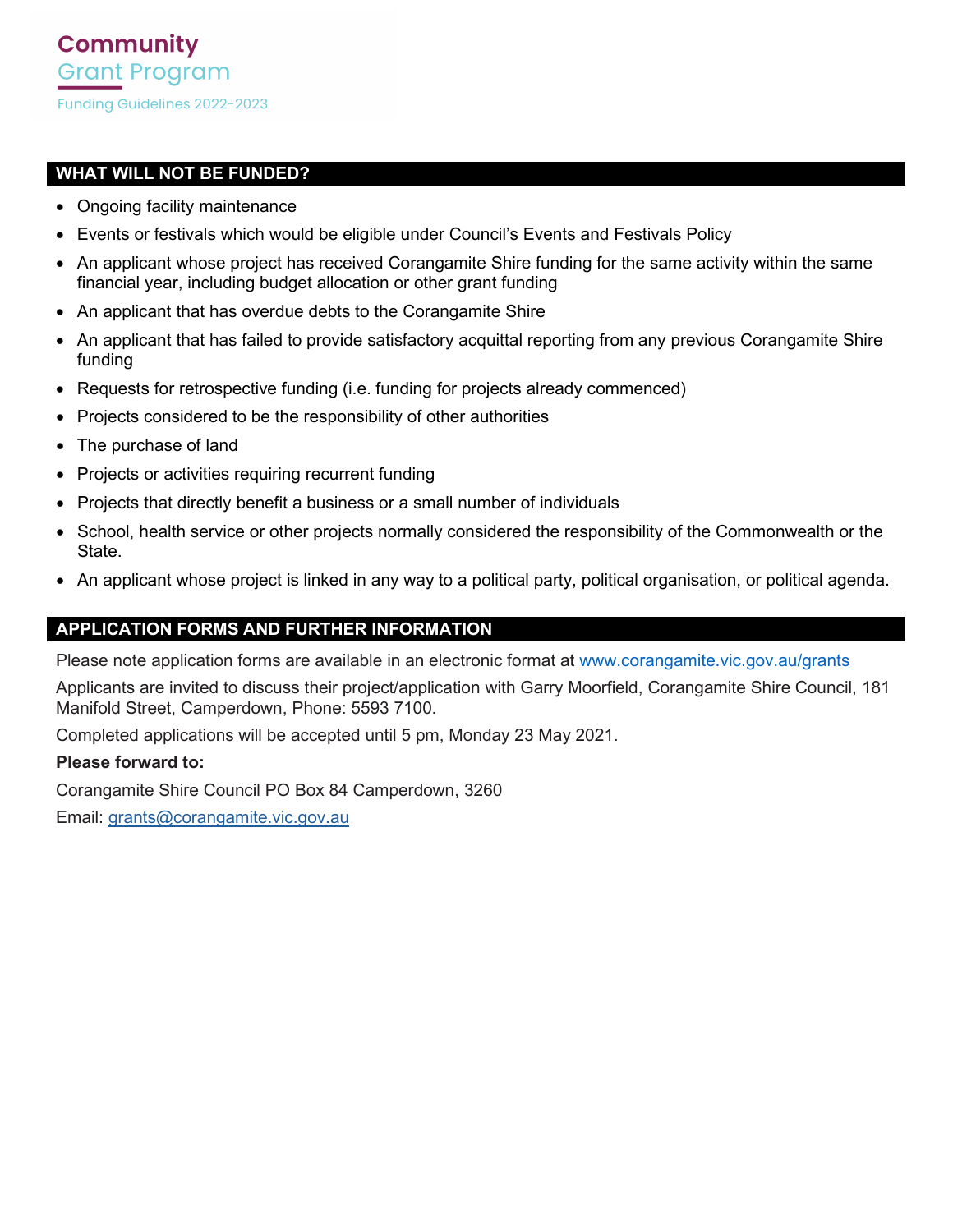## WHAT WILL NOT BE FUNDED?

- Ongoing facility maintenance
- Events or festivals which would be eligible under Council's Events and Festivals Policy
- An applicant whose project has received Corangamite Shire funding for the same activity within the same financial year, including budget allocation or other grant funding
- An applicant that has overdue debts to the Corangamite Shire
- An applicant that has failed to provide satisfactory acquittal reporting from any previous Corangamite Shire funding
- Requests for retrospective funding (i.e. funding for projects already commenced)
- Projects considered to be the responsibility of other authorities
- The purchase of land
- Projects or activities requiring recurrent funding
- Projects that directly benefit a business or a small number of individuals
- School, health service or other projects normally considered the responsibility of the Commonwealth or the State.
- An applicant whose project is linked in any way to a political party, political organisation, or political agenda.

## APPLICATION FORMS AND FURTHER INFORMATION

Please note application forms are available in an electronic format at www.corangamite.vic.gov.au/grants

Applicants are invited to discuss their project/application with Garry Moorfield, Corangamite Shire Council, 181 Manifold Street, Camperdown, Phone: 5593 7100.

Completed applications will be accepted until 5 pm, Monday 23 May 2021.

**Please forward to:**

Corangamite Shire Council PO Box 84 Camperdown, 3260

Email: grants@corangamite.vic.gov.au